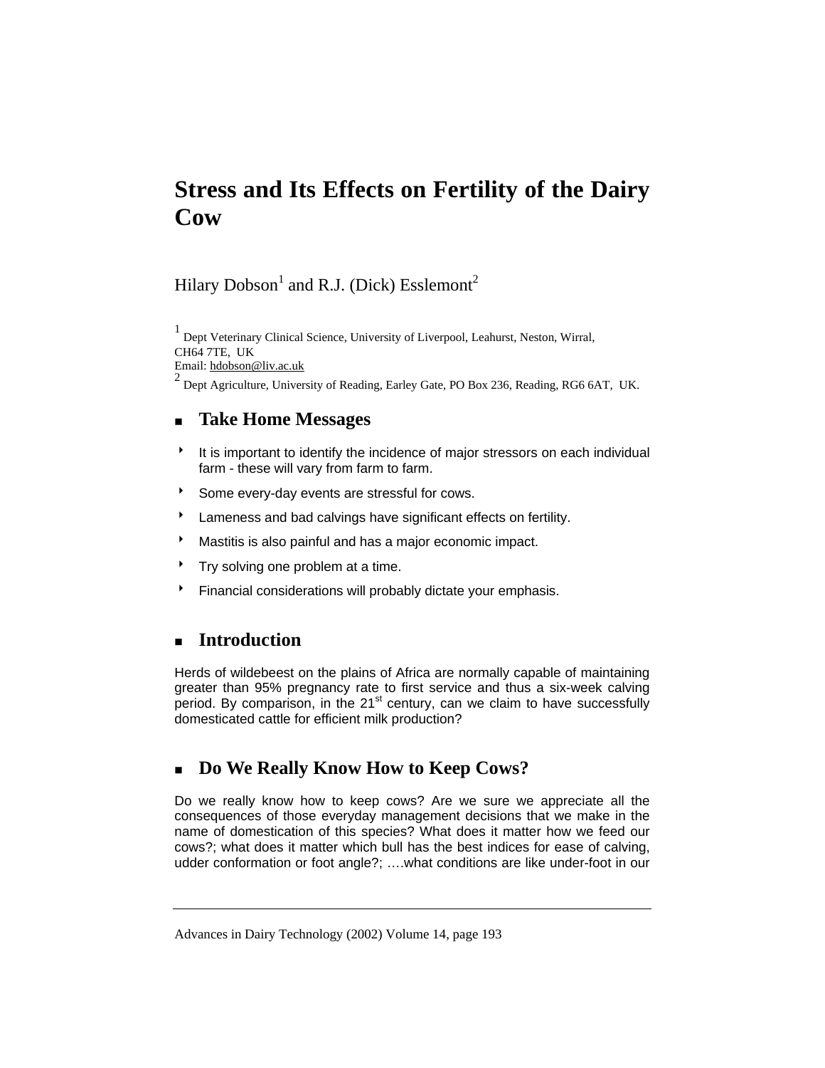# Stress and Its Effects on Fertility of the Dairy Cow

Hilary Dobson[1] and R.J. (Dick) Esslemont[2]

[1] Dept Veterinary Clinical Science, University of Liverpool, Leahurst, Neston, Wirral, CH64 7TE, UK
Email: hdobson@liv.ac.uk

[2] Dept Agriculture, University of Reading, Earley Gate, PO Box 236, Reading, RG6 6AT, UK.

## Take Home Messages

- It is important to identify the incidence of major stressors on each individual farm - these will vary from farm to farm.
- Some every-day events are stressful for cows.
- Lameness and bad calvings have significant effects on fertility.
- Mastitis is also painful and has a major economic impact.
- Try solving one problem at a time.
- Financial considerations will probably dictate your emphasis.

## Introduction

Herds of wildebeest on the plains of Africa are normally capable of maintaining greater than 95% pregnancy rate to first service and thus a six-week calving period. By comparison, in the 21st century, can we claim to have successfully domesticated cattle for efficient milk production?

## Do We Really Know How to Keep Cows?

Do we really know how to keep cows? Are we sure we appreciate all the consequences of those everyday management decisions that we make in the name of domestication of this species? What does it matter how we feed our cows?; what does it matter which bull has the best indices for ease of calving, udder conformation or foot angle?; ….what conditions are like under-foot in our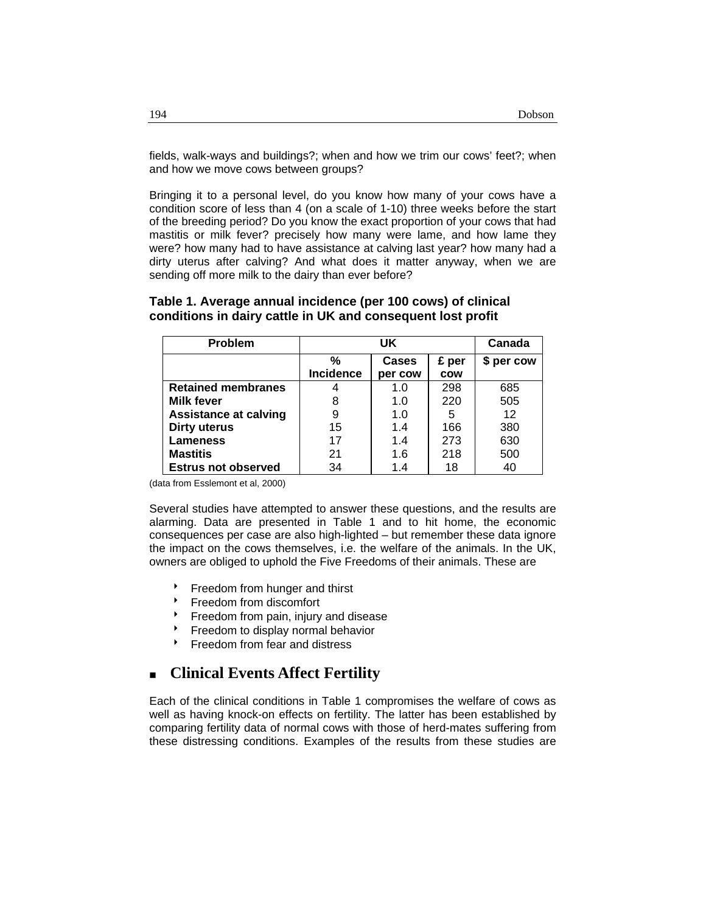fields, walk-ways and buildings?; when and how we trim our cows' feet?; when and how we move cows between groups?

Bringing it to a personal level, do you know how many of your cows have a condition score of less than 4 (on a scale of 1-10) three weeks before the start of the breeding period? Do you know the exact proportion of your cows that had mastitis or milk fever? precisely how many were lame, and how lame they were? how many had to have assistance at calving last year? how many had a dirty uterus after calving? And what does it matter anyway, when we are sending off more milk to the dairy than ever before?

**Table 1. Average annual incidence (per 100 cows) of clinical conditions in dairy cattle in UK and consequent lost profit**

| Problem | UK | | | Canada |
|---|---|---|---|---|
| | % Incidence | Cases per cow | £ per cow | $ per cow |
| **Retained membranes** | 4 | 1.0 | 298 | 685 |
| **Milk fever** | 8 | 1.0 | 220 | 505 |
| **Assistance at calving** | 9 | 1.0 | 5 | 12 |
| **Dirty uterus** | 15 | 1.4 | 166 | 380 |
| **Lameness** | 17 | 1.4 | 273 | 630 |
| **Mastitis** | 21 | 1.6 | 218 | 500 |
| **Estrus not observed** | 34 | 1.4 | 18 | 40 |

(data from Esslemont et al, 2000)

Several studies have attempted to answer these questions, and the results are alarming. Data are presented in Table 1 and to hit home, the economic consequences per case are also high-lighted – but remember these data ignore the impact on the cows themselves, i.e. the welfare of the animals. In the UK, owners are obliged to uphold the Five Freedoms of their animals. These are

- Freedom from hunger and thirst
- Freedom from discomfort
- Freedom from pain, injury and disease
- Freedom to display normal behavior
- Freedom from fear and distress

## Clinical Events Affect Fertility

Each of the clinical conditions in Table 1 compromises the welfare of cows as well as having knock-on effects on fertility. The latter has been established by comparing fertility data of normal cows with those of herd-mates suffering from these distressing conditions. Examples of the results from these studies are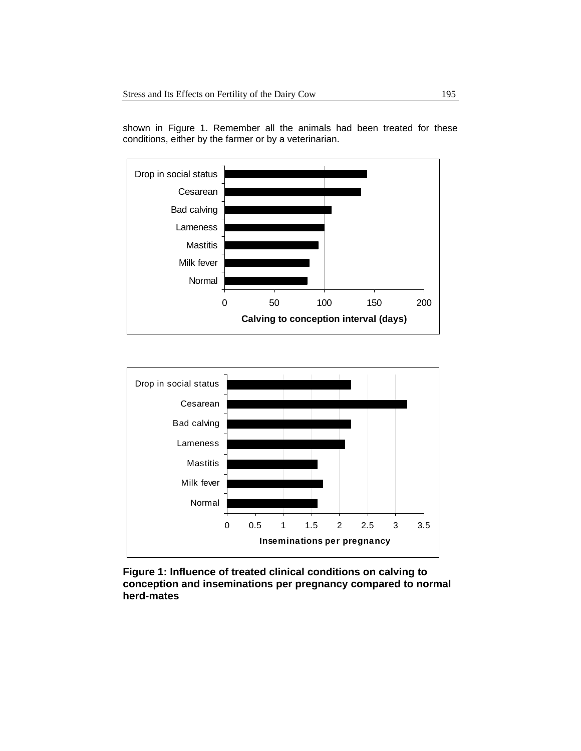shown in Figure 1. Remember all the animals had been treated for these conditions, either by the farmer or by a veterinarian.

**Figure 1: Influence of treated clinical conditions on calving to conception and inseminations per pregnancy compared to normal herd-mates**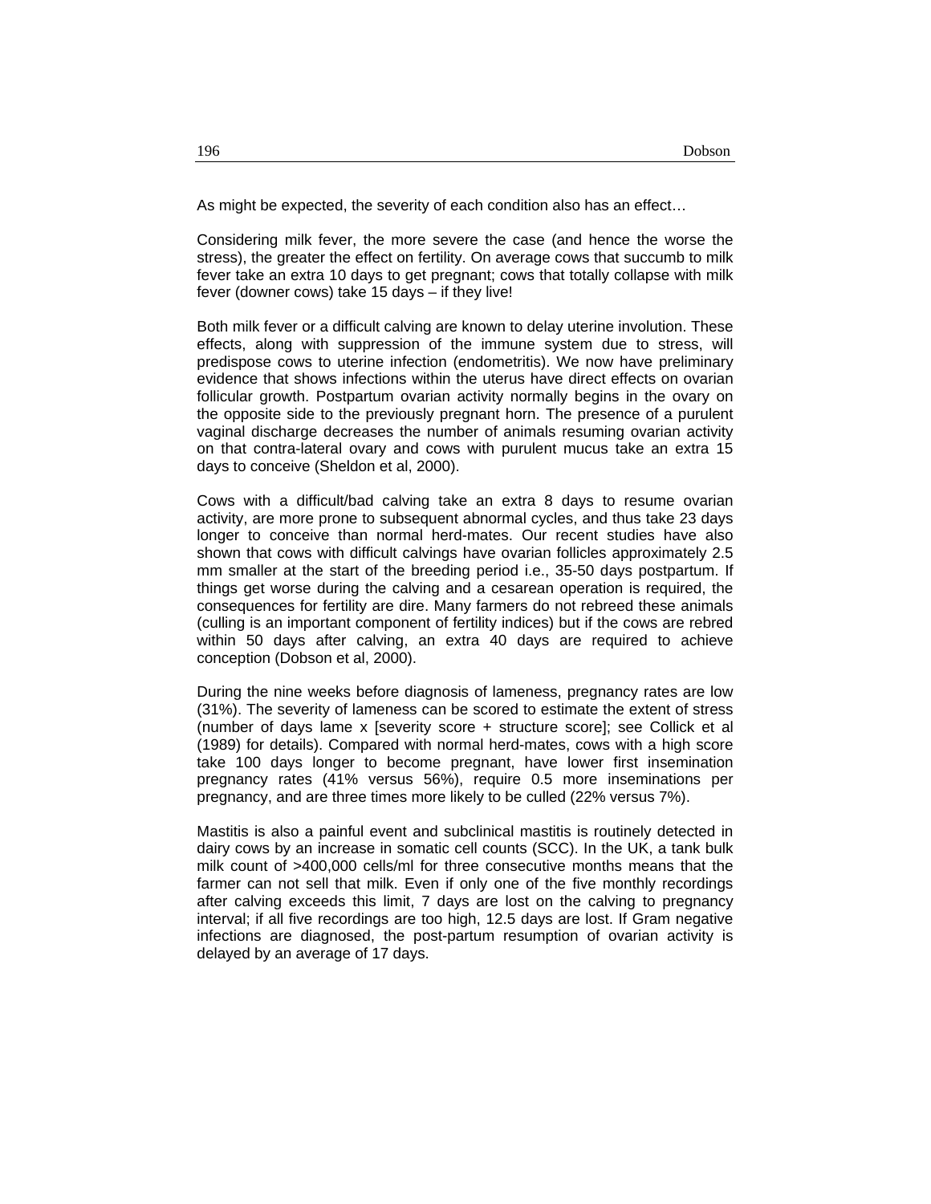As might be expected, the severity of each condition also has an effect…

Considering milk fever, the more severe the case (and hence the worse the stress), the greater the effect on fertility. On average cows that succumb to milk fever take an extra 10 days to get pregnant; cows that totally collapse with milk fever (downer cows) take 15 days – if they live!

Both milk fever or a difficult calving are known to delay uterine involution. These effects, along with suppression of the immune system due to stress, will predispose cows to uterine infection (endometritis). We now have preliminary evidence that shows infections within the uterus have direct effects on ovarian follicular growth. Postpartum ovarian activity normally begins in the ovary on the opposite side to the previously pregnant horn. The presence of a purulent vaginal discharge decreases the number of animals resuming ovarian activity on that contra-lateral ovary and cows with purulent mucus take an extra 15 days to conceive (Sheldon et al, 2000).

Cows with a difficult/bad calving take an extra 8 days to resume ovarian activity, are more prone to subsequent abnormal cycles, and thus take 23 days longer to conceive than normal herd-mates. Our recent studies have also shown that cows with difficult calvings have ovarian follicles approximately 2.5 mm smaller at the start of the breeding period i.e., 35-50 days postpartum. If things get worse during the calving and a cesarean operation is required, the consequences for fertility are dire. Many farmers do not rebreed these animals (culling is an important component of fertility indices) but if the cows are rebred within 50 days after calving, an extra 40 days are required to achieve conception (Dobson et al, 2000).

During the nine weeks before diagnosis of lameness, pregnancy rates are low (31%). The severity of lameness can be scored to estimate the extent of stress (number of days lame x [severity score + structure score]; see Collick et al (1989) for details). Compared with normal herd-mates, cows with a high score take 100 days longer to become pregnant, have lower first insemination pregnancy rates (41% versus 56%), require 0.5 more inseminations per pregnancy, and are three times more likely to be culled (22% versus 7%).

Mastitis is also a painful event and subclinical mastitis is routinely detected in dairy cows by an increase in somatic cell counts (SCC). In the UK, a tank bulk milk count of >400,000 cells/ml for three consecutive months means that the farmer can not sell that milk. Even if only one of the five monthly recordings after calving exceeds this limit, 7 days are lost on the calving to pregnancy interval; if all five recordings are too high, 12.5 days are lost. If Gram negative infections are diagnosed, the post-partum resumption of ovarian activity is delayed by an average of 17 days.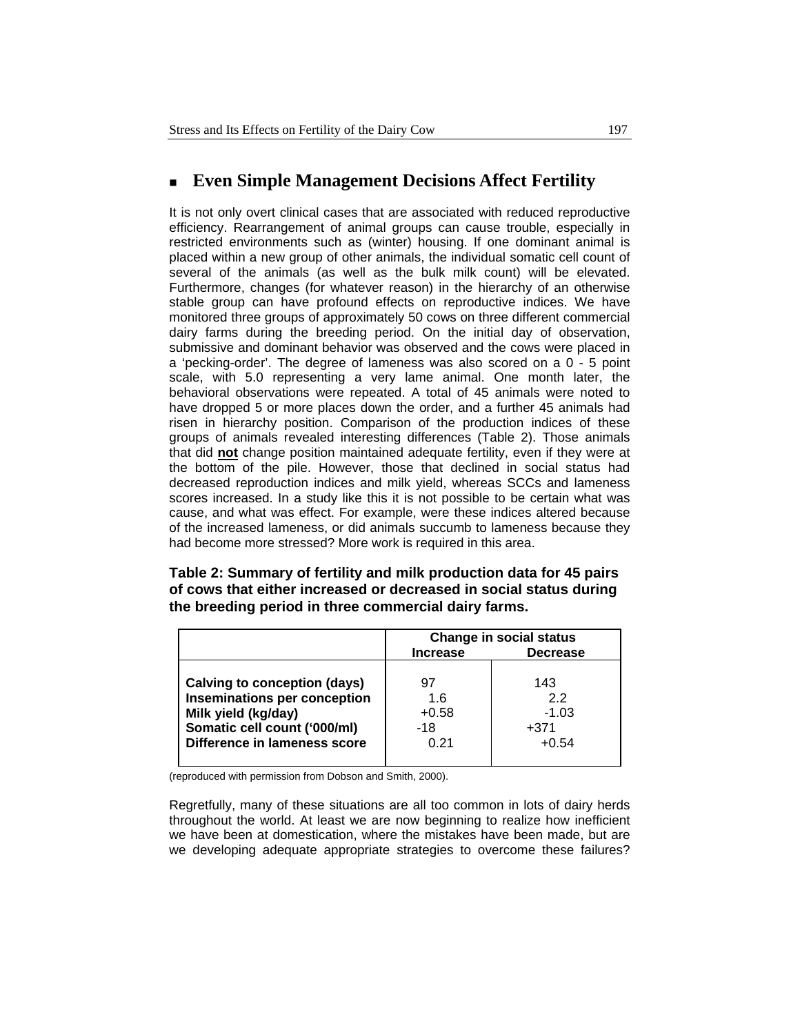## Even Simple Management Decisions Affect Fertility

It is not only overt clinical cases that are associated with reduced reproductive efficiency. Rearrangement of animal groups can cause trouble, especially in restricted environments such as (winter) housing. If one dominant animal is placed within a new group of other animals, the individual somatic cell count of several of the animals (as well as the bulk milk count) will be elevated. Furthermore, changes (for whatever reason) in the hierarchy of an otherwise stable group can have profound effects on reproductive indices. We have monitored three groups of approximately 50 cows on three different commercial dairy farms during the breeding period. On the initial day of observation, submissive and dominant behavior was observed and the cows were placed in a 'pecking-order'. The degree of lameness was also scored on a 0 - 5 point scale, with 5.0 representing a very lame animal. One month later, the behavioral observations were repeated. A total of 45 animals were noted to have dropped 5 or more places down the order, and a further 45 animals had risen in hierarchy position. Comparison of the production indices of these groups of animals revealed interesting differences (Table 2). Those animals that did **not** change position maintained adequate fertility, even if they were at the bottom of the pile. However, those that declined in social status had decreased reproduction indices and milk yield, whereas SCCs and lameness scores increased. In a study like this it is not possible to be certain what was cause, and what was effect. For example, were these indices altered because of the increased lameness, or did animals succumb to lameness because they had become more stressed? More work is required in this area.

**Table 2: Summary of fertility and milk production data for 45 pairs of cows that either increased or decreased in social status during the breeding period in three commercial dairy farms.**

| | Change in social status | |
|---|---|---|
| | **Increase** | **Decrease** |
| **Calving to conception (days)** | 97 | 143 |
| **Inseminations per conception** | 1.6 | 2.2 |
| **Milk yield (kg/day)** | +0.58 | -1.03 |
| **Somatic cell count ('000/ml)** | -18 | +371 |
| **Difference in lameness score** | 0.21 | +0.54 |

(reproduced with permission from Dobson and Smith, 2000).

Regretfully, many of these situations are all too common in lots of dairy herds throughout the world. At least we are now beginning to realize how inefficient we have been at domestication, where the mistakes have been made, but are we developing adequate appropriate strategies to overcome these failures?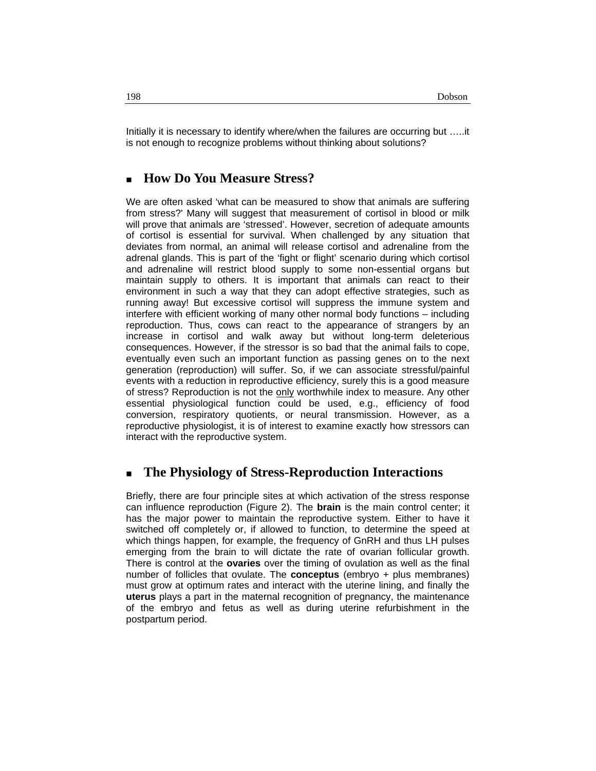Initially it is necessary to identify where/when the failures are occurring but …..it is not enough to recognize problems without thinking about solutions?

## How Do You Measure Stress?

We are often asked 'what can be measured to show that animals are suffering from stress?' Many will suggest that measurement of cortisol in blood or milk will prove that animals are 'stressed'. However, secretion of adequate amounts of cortisol is essential for survival. When challenged by any situation that deviates from normal, an animal will release cortisol and adrenaline from the adrenal glands. This is part of the 'fight or flight' scenario during which cortisol and adrenaline will restrict blood supply to some non-essential organs but maintain supply to others. It is important that animals can react to their environment in such a way that they can adopt effective strategies, such as running away! But excessive cortisol will suppress the immune system and interfere with efficient working of many other normal body functions – including reproduction. Thus, cows can react to the appearance of strangers by an increase in cortisol and walk away but without long-term deleterious consequences. However, if the stressor is so bad that the animal fails to cope, eventually even such an important function as passing genes on to the next generation (reproduction) will suffer. So, if we can associate stressful/painful events with a reduction in reproductive efficiency, surely this is a good measure of stress? Reproduction is not the <u>only</u> worthwhile index to measure. Any other essential physiological function could be used, e.g., efficiency of food conversion, respiratory quotients, or neural transmission. However, as a reproductive physiologist, it is of interest to examine exactly how stressors can interact with the reproductive system.

## The Physiology of Stress-Reproduction Interactions

Briefly, there are four principle sites at which activation of the stress response can influence reproduction (Figure 2). The **brain** is the main control center; it has the major power to maintain the reproductive system. Either to have it switched off completely or, if allowed to function, to determine the speed at which things happen, for example, the frequency of GnRH and thus LH pulses emerging from the brain to will dictate the rate of ovarian follicular growth. There is control at the **ovaries** over the timing of ovulation as well as the final number of follicles that ovulate. The **conceptus** (embryo + plus membranes) must grow at optimum rates and interact with the uterine lining, and finally the **uterus** plays a part in the maternal recognition of pregnancy, the maintenance of the embryo and fetus as well as during uterine refurbishment in the postpartum period.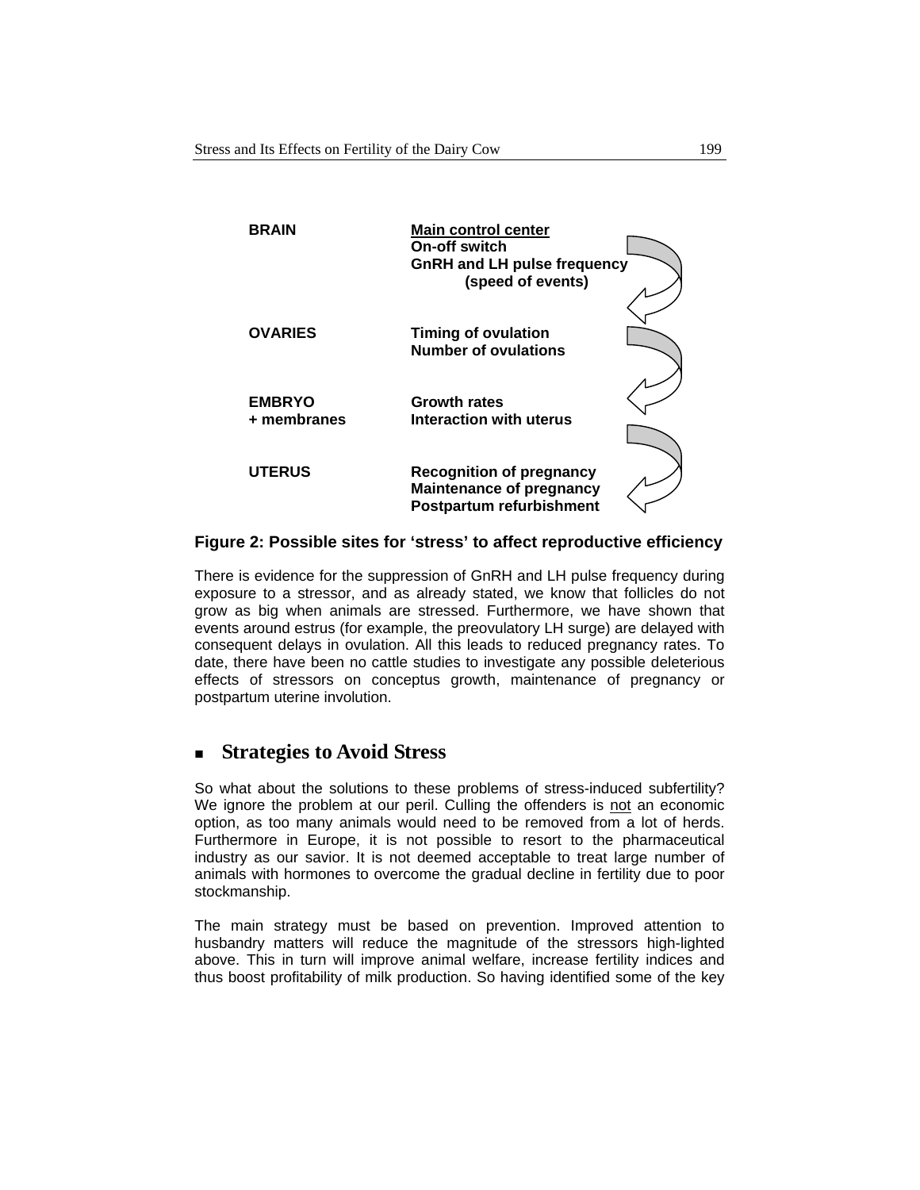| | |
|---|---|
| **BRAIN** | <u>**Main control center**</u><br>**On-off switch**<br>**GnRH and LH pulse frequency (speed of events)** |
| **OVARIES** | **Timing of ovulation**<br>**Number of ovulations** |
| **EMBRYO + membranes** | **Growth rates**<br>**Interaction with uterus** |
| **UTERUS** | **Recognition of pregnancy**<br>**Maintenance of pregnancy**<br>**Postpartum refurbishment** |

**Figure 2: Possible sites for 'stress' to affect reproductive efficiency**

There is evidence for the suppression of GnRH and LH pulse frequency during exposure to a stressor, and as already stated, we know that follicles do not grow as big when animals are stressed. Furthermore, we have shown that events around estrus (for example, the preovulatory LH surge) are delayed with consequent delays in ovulation. All this leads to reduced pregnancy rates. To date, there have been no cattle studies to investigate any possible deleterious effects of stressors on conceptus growth, maintenance of pregnancy or postpartum uterine involution.

## Strategies to Avoid Stress

So what about the solutions to these problems of stress-induced subfertility? We ignore the problem at our peril. Culling the offenders is <u>not</u> an economic option, as too many animals would need to be removed from a lot of herds. Furthermore in Europe, it is not possible to resort to the pharmaceutical industry as our savior. It is not deemed acceptable to treat large number of animals with hormones to overcome the gradual decline in fertility due to poor stockmanship.

The main strategy must be based on prevention. Improved attention to husbandry matters will reduce the magnitude of the stressors high-lighted above. This in turn will improve animal welfare, increase fertility indices and thus boost profitability of milk production. So having identified some of the key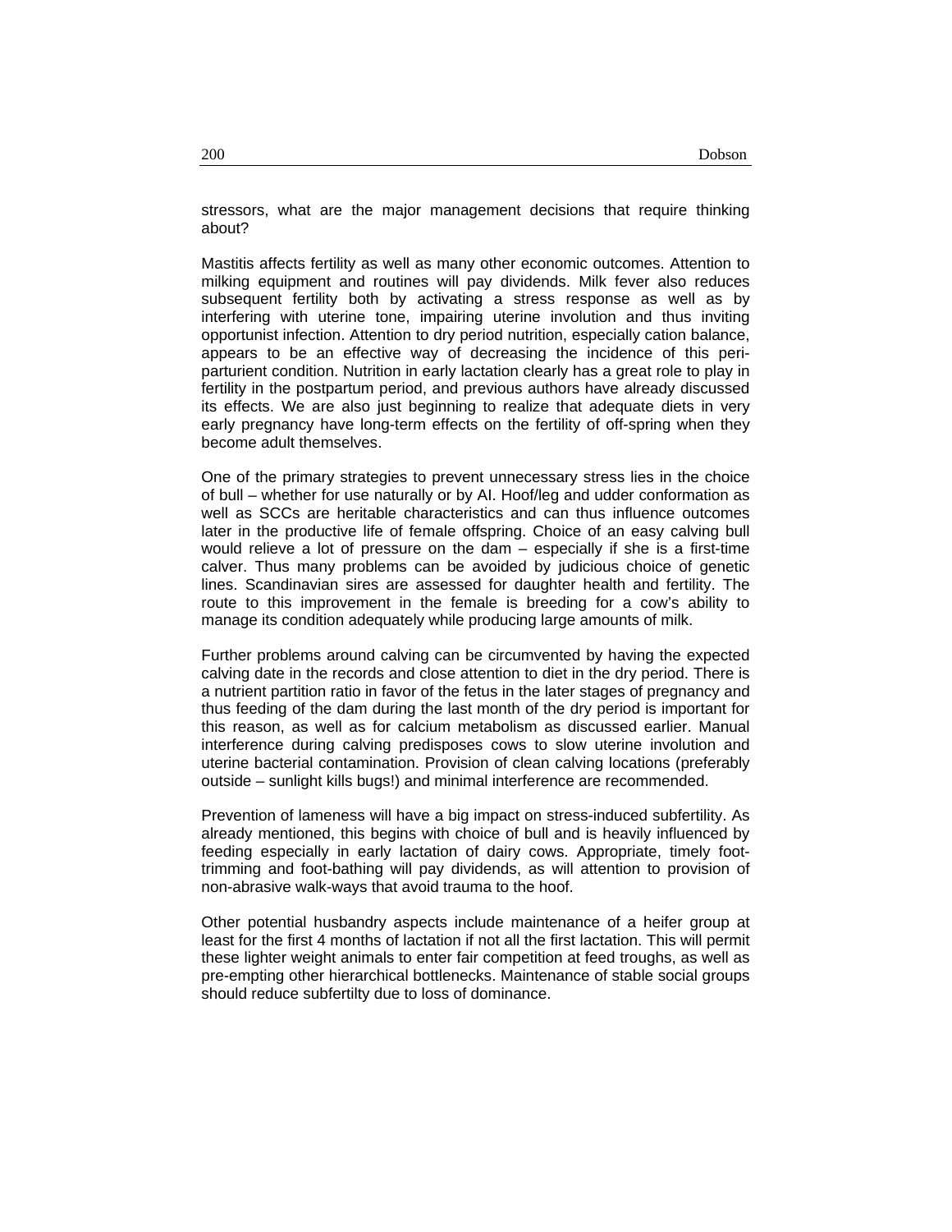stressors, what are the major management decisions that require thinking about?

Mastitis affects fertility as well as many other economic outcomes. Attention to milking equipment and routines will pay dividends. Milk fever also reduces subsequent fertility both by activating a stress response as well as by interfering with uterine tone, impairing uterine involution and thus inviting opportunist infection. Attention to dry period nutrition, especially cation balance, appears to be an effective way of decreasing the incidence of this peri-parturient condition. Nutrition in early lactation clearly has a great role to play in fertility in the postpartum period, and previous authors have already discussed its effects. We are also just beginning to realize that adequate diets in very early pregnancy have long-term effects on the fertility of off-spring when they become adult themselves.

One of the primary strategies to prevent unnecessary stress lies in the choice of bull – whether for use naturally or by AI. Hoof/leg and udder conformation as well as SCCs are heritable characteristics and can thus influence outcomes later in the productive life of female offspring. Choice of an easy calving bull would relieve a lot of pressure on the dam – especially if she is a first-time calver. Thus many problems can be avoided by judicious choice of genetic lines. Scandinavian sires are assessed for daughter health and fertility. The route to this improvement in the female is breeding for a cow's ability to manage its condition adequately while producing large amounts of milk.

Further problems around calving can be circumvented by having the expected calving date in the records and close attention to diet in the dry period. There is a nutrient partition ratio in favor of the fetus in the later stages of pregnancy and thus feeding of the dam during the last month of the dry period is important for this reason, as well as for calcium metabolism as discussed earlier. Manual interference during calving predisposes cows to slow uterine involution and uterine bacterial contamination. Provision of clean calving locations (preferably outside – sunlight kills bugs!) and minimal interference are recommended.

Prevention of lameness will have a big impact on stress-induced subfertility. As already mentioned, this begins with choice of bull and is heavily influenced by feeding especially in early lactation of dairy cows. Appropriate, timely foot-trimming and foot-bathing will pay dividends, as will attention to provision of non-abrasive walk-ways that avoid trauma to the hoof.

Other potential husbandry aspects include maintenance of a heifer group at least for the first 4 months of lactation if not all the first lactation. This will permit these lighter weight animals to enter fair competition at feed troughs, as well as pre-empting other hierarchical bottlenecks. Maintenance of stable social groups should reduce subfertilty due to loss of dominance.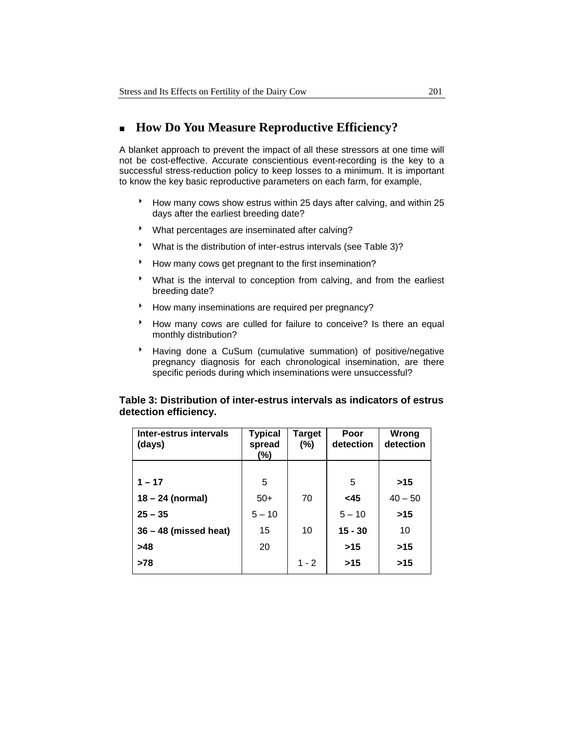## How Do You Measure Reproductive Efficiency?

A blanket approach to prevent the impact of all these stressors at one time will not be cost-effective. Accurate conscientious event-recording is the key to a successful stress-reduction policy to keep losses to a minimum. It is important to know the key basic reproductive parameters on each farm, for example,

- How many cows show estrus within 25 days after calving, and within 25 days after the earliest breeding date?
- What percentages are inseminated after calving?
- What is the distribution of inter-estrus intervals (see Table 3)?
- How many cows get pregnant to the first insemination?
- What is the interval to conception from calving, and from the earliest breeding date?
- How many inseminations are required per pregnancy?
- How many cows are culled for failure to conceive? Is there an equal monthly distribution?
- Having done a CuSum (cumulative summation) of positive/negative pregnancy diagnosis for each chronological insemination, are there specific periods during which inseminations were unsuccessful?

**Table 3: Distribution of inter-estrus intervals as indicators of estrus detection efficiency.**

| Inter-estrus intervals (days) | Typical spread (%) | Target (%) | Poor detection | Wrong detection |
|---|---|---|---|---|
| **1 – 17** | 5 | | 5 | **>15** |
| **18 – 24 (normal)** | 50+ | 70 | **<45** | 40 – 50 |
| **25 – 35** | 5 – 10 | | 5 – 10 | **>15** |
| **36 – 48 (missed heat)** | 15 | 10 | **15 - 30** | 10 |
| **>48** | 20 | | **>15** | **>15** |
| **>78** | | 1 - 2 | **>15** | **>15** |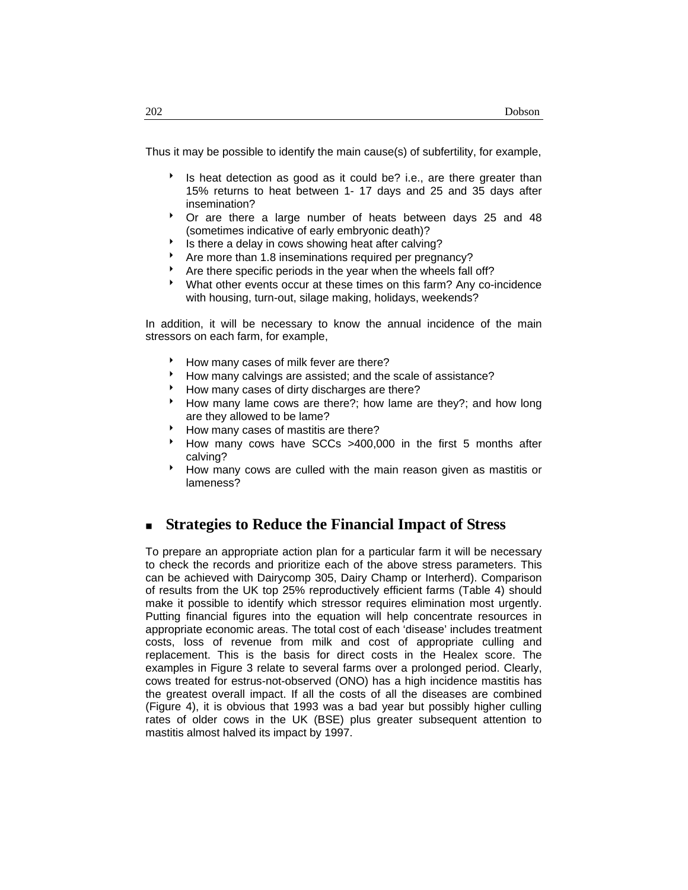Thus it may be possible to identify the main cause(s) of subfertility, for example,

- Is heat detection as good as it could be? i.e., are there greater than 15% returns to heat between 1- 17 days and 25 and 35 days after insemination?
- Or are there a large number of heats between days 25 and 48 (sometimes indicative of early embryonic death)?
- Is there a delay in cows showing heat after calving?
- Are more than 1.8 inseminations required per pregnancy?
- Are there specific periods in the year when the wheels fall off?
- What other events occur at these times on this farm? Any co-incidence with housing, turn-out, silage making, holidays, weekends?

In addition, it will be necessary to know the annual incidence of the main stressors on each farm, for example,

- How many cases of milk fever are there?
- How many calvings are assisted; and the scale of assistance?
- How many cases of dirty discharges are there?
- How many lame cows are there?; how lame are they?; and how long are they allowed to be lame?
- How many cases of mastitis are there?
- How many cows have SCCs >400,000 in the first 5 months after calving?
- How many cows are culled with the main reason given as mastitis or lameness?

## Strategies to Reduce the Financial Impact of Stress

To prepare an appropriate action plan for a particular farm it will be necessary to check the records and prioritize each of the above stress parameters. This can be achieved with Dairycomp 305, Dairy Champ or Interherd). Comparison of results from the UK top 25% reproductively efficient farms (Table 4) should make it possible to identify which stressor requires elimination most urgently. Putting financial figures into the equation will help concentrate resources in appropriate economic areas. The total cost of each 'disease' includes treatment costs, loss of revenue from milk and cost of appropriate culling and replacement. This is the basis for direct costs in the Healex score. The examples in Figure 3 relate to several farms over a prolonged period. Clearly, cows treated for estrus-not-observed (ONO) has a high incidence mastitis has the greatest overall impact. If all the costs of all the diseases are combined (Figure 4), it is obvious that 1993 was a bad year but possibly higher culling rates of older cows in the UK (BSE) plus greater subsequent attention to mastitis almost halved its impact by 1997.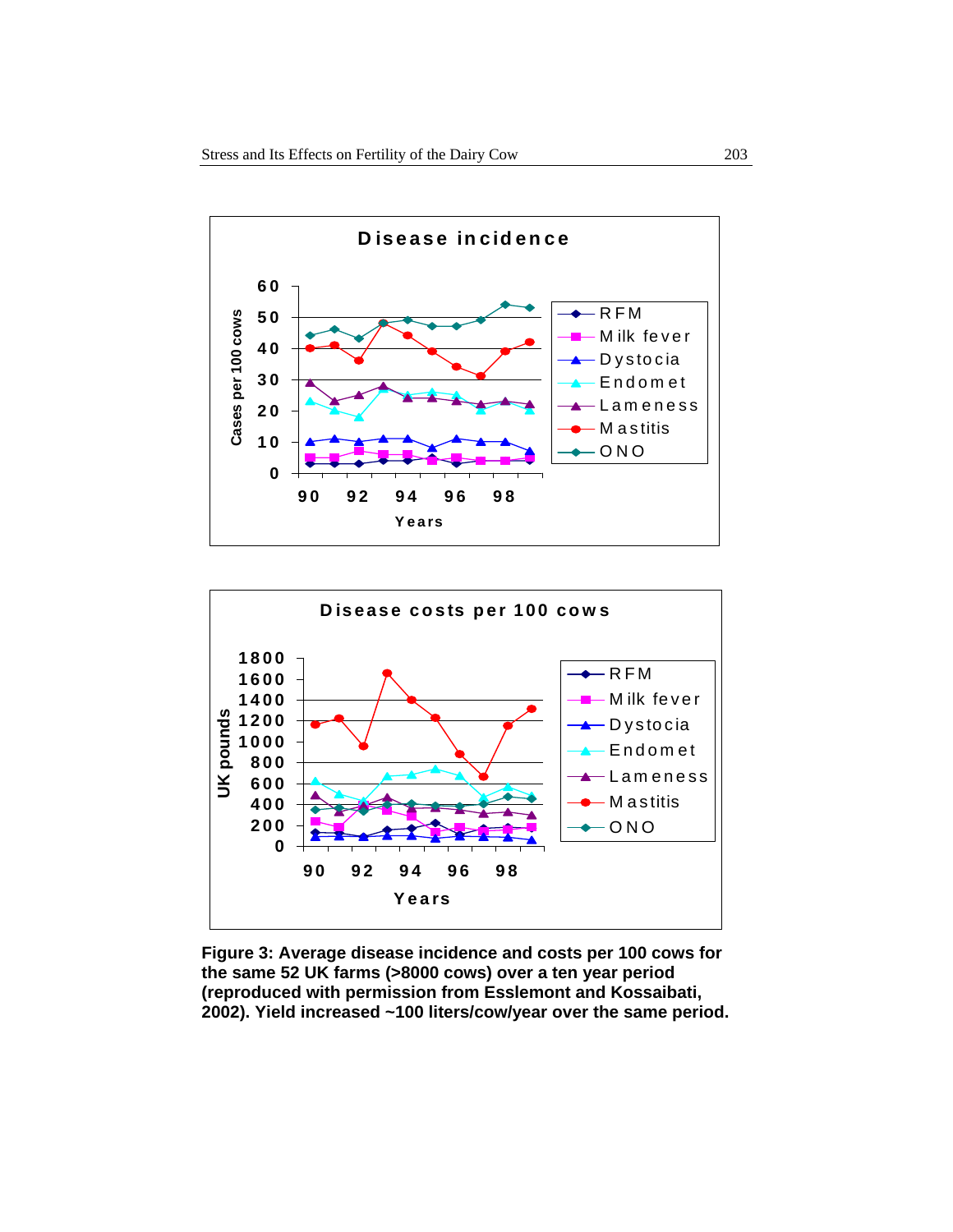**Disease incidence**

**Disease costs per 100 cows**

**Figure 3: Average disease incidence and costs per 100 cows for the same 52 UK farms (>8000 cows) over a ten year period (reproduced with permission from Esslemont and Kossaibati, 2002). Yield increased ~100 liters/cow/year over the same period.**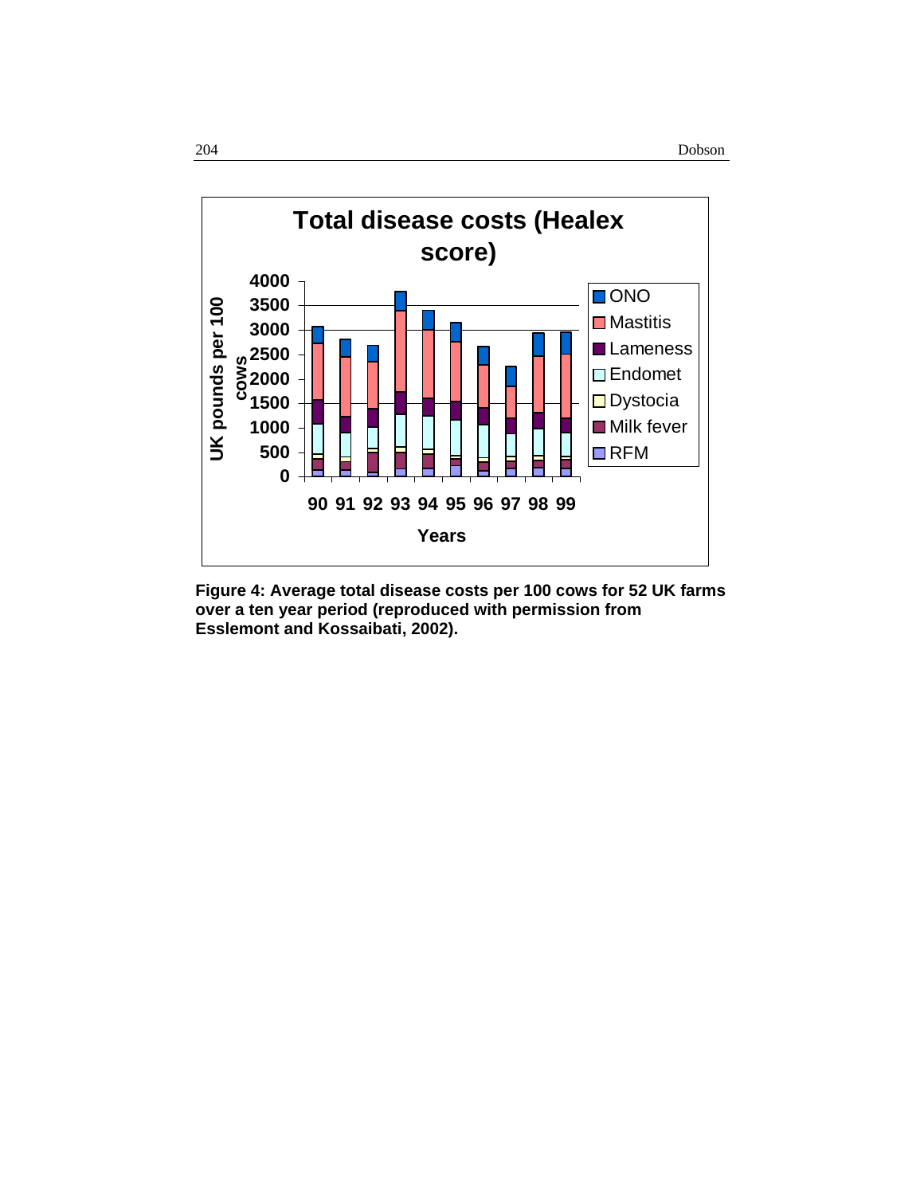Figure 4: Average total disease costs per 100 cows for 52 UK farms over a ten year period (reproduced with permission from Esslemont and Kossaibati, 2002).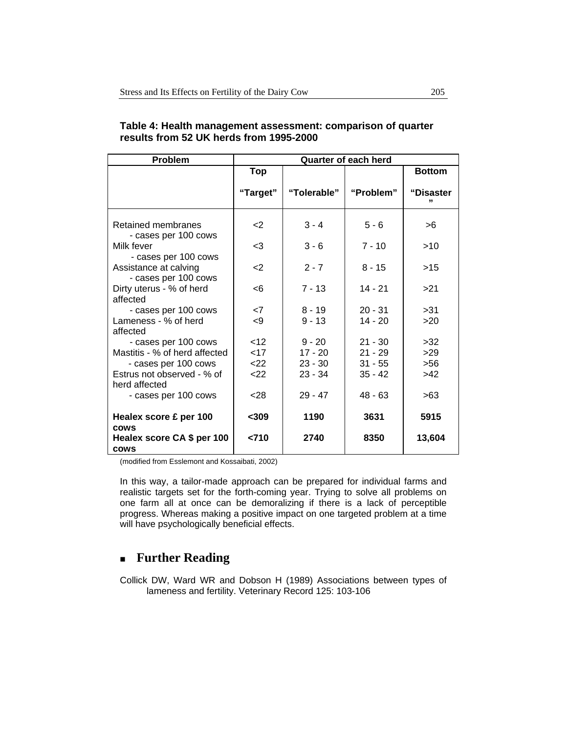**Table 4: Health management assessment: comparison of quarter results from 52 UK herds from 1995-2000**

| Problem | Quarter of each herd | | | |
|---|---|---|---|---|
| | Top | | | Bottom |
| | "Target" | "Tolerable" | "Problem" | "Disaster" |
| Retained membranes - cases per 100 cows | <2 | 3 - 4 | 5 - 6 | >6 |
| Milk fever - cases per 100 cows | <3 | 3 - 6 | 7 - 10 | >10 |
| Assistance at calving - cases per 100 cows | <2 | 2 - 7 | 8 - 15 | >15 |
| Dirty uterus - % of herd affected | <6 | 7 - 13 | 14 - 21 | >21 |
| - cases per 100 cows | <7 | 8 - 19 | 20 - 31 | >31 |
| Lameness - % of herd affected | <9 | 9 - 13 | 14 - 20 | >20 |
| - cases per 100 cows | <12 | 9 - 20 | 21 - 30 | >32 |
| Mastitis - % of herd affected | <17 | 17 - 20 | 21 - 29 | >29 |
| - cases per 100 cows | <22 | 23 - 30 | 31 - 55 | >56 |
| Estrus not observed - % of herd affected | <22 | 23 - 34 | 35 - 42 | >42 |
| - cases per 100 cows | <28 | 29 - 47 | 48 - 63 | >63 |
| **Healex score £ per 100 cows** | **<309** | **1190** | **3631** | **5915** |
| **Healex score CA $ per 100 cows** | **<710** | **2740** | **8350** | **13,604** |

(modified from Esslemont and Kossaibati, 2002)

In this way, a tailor-made approach can be prepared for individual farms and realistic targets set for the forth-coming year. Trying to solve all problems on one farm all at once can be demoralizing if there is a lack of perceptible progress. Whereas making a positive impact on one targeted problem at a time will have psychologically beneficial effects.

## Further Reading

Collick DW, Ward WR and Dobson H (1989) Associations between types of lameness and fertility. Veterinary Record 125: 103-106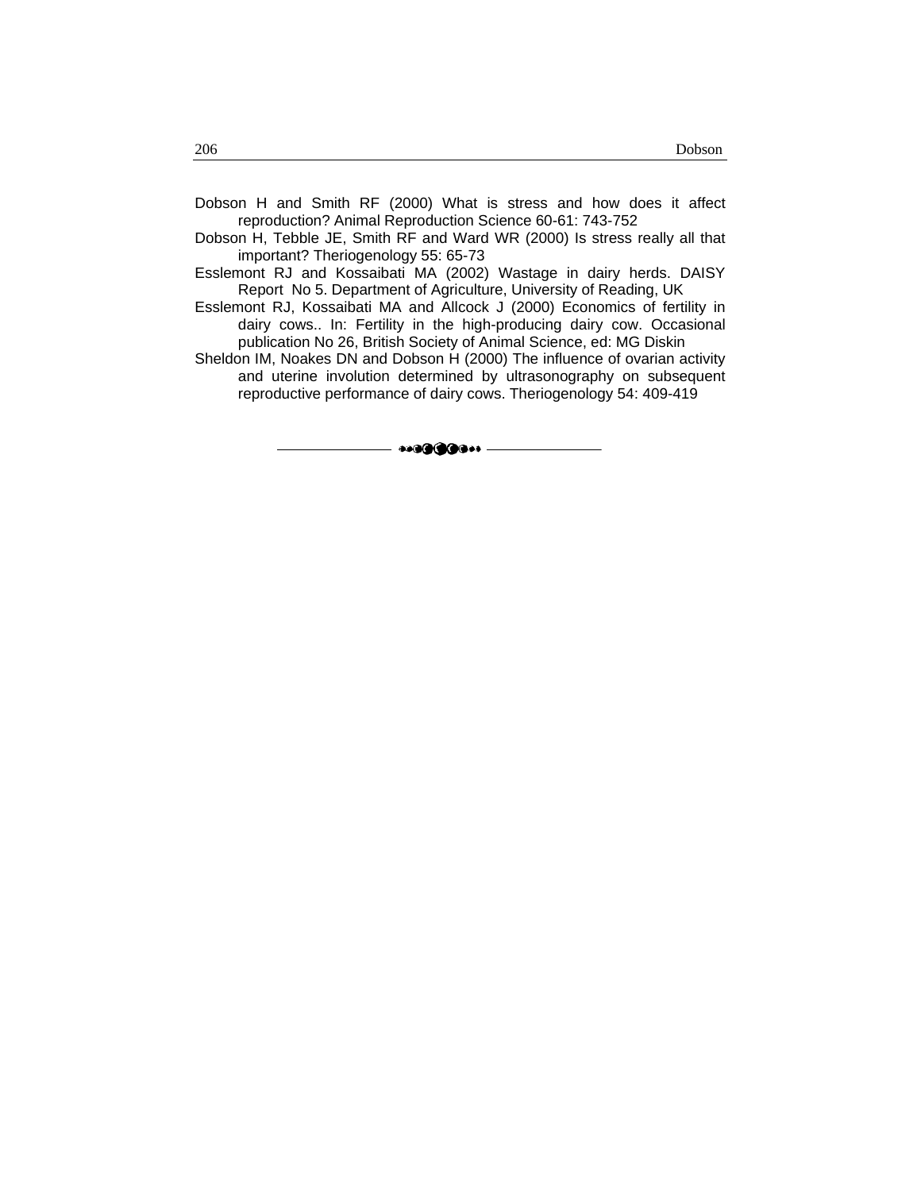Dobson H and Smith RF (2000) What is stress and how does it affect reproduction? Animal Reproduction Science 60-61: 743-752

Dobson H, Tebble JE, Smith RF and Ward WR (2000) Is stress really all that important? Theriogenology 55: 65-73

Esslemont RJ and Kossaibati MA (2002) Wastage in dairy herds. DAISY Report No 5. Department of Agriculture, University of Reading, UK

Esslemont RJ, Kossaibati MA and Allcock J (2000) Economics of fertility in dairy cows.. In: Fertility in the high-producing dairy cow. Occasional publication No 26, British Society of Animal Science, ed: MG Diskin

Sheldon IM, Noakes DN and Dobson H (2000) The influence of ovarian activity and uterine involution determined by ultrasonography on subsequent reproductive performance of dairy cows. Theriogenology 54: 409-419